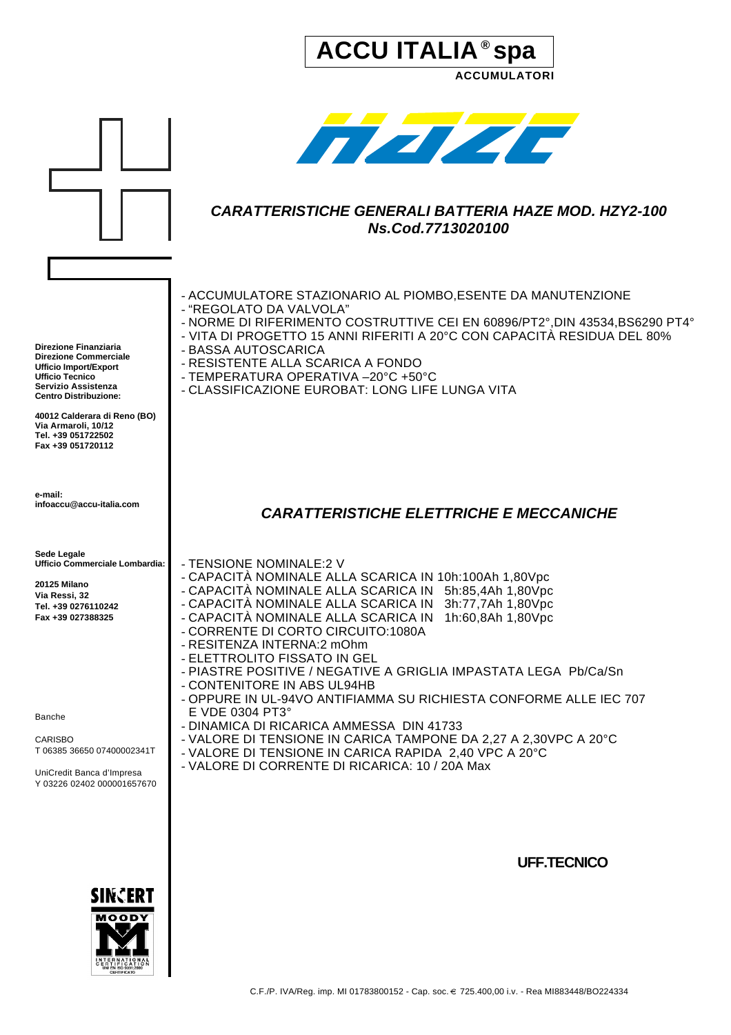# ACCU ITALIA® spa

**ACCUMULATORI**

HAZE

## *CARATTERISTICHE GENERALI BATTERIA HAZE MOD. HZY2-100*
## *Ns.Cod.7713020100*

- ACCUMULATORE STAZIONARIO AL PIOMBO,ESENTE DA MANUTENZIONE
- “REGOLATO DA VALVOLA”
- NORME DI RIFERIMENTO COSTRUTTIVE CEI EN 60896/PT2°,DIN 43534,BS6290 PT4°
- VITA DI PROGETTO 15 ANNI RIFERITI A 20°C CON CAPACITÀ RESIDUA DEL 80%
- BASSA AUTOSCARICA
- RESISTENTE ALLA SCARICA A FONDO
- TEMPERATURA OPERATIVA –20°C +50°C
- CLASSIFICAZIONE EUROBAT: LONG LIFE LUNGA VITA

**Direzione Finanziaria**
**Direzione Commerciale**
**Ufficio Import/Export**
**Ufficio Tecnico**
**Servizio Assistenza**
**Centro Distribuzione:**

**40012 Calderara di Reno (BO)**
**Via Armaroli, 10/12**
**Tel. +39 051722502**
**Fax +39 051720112**

**e-mail:**
**infoaccu@accu-italia.com**

## *CARATTERISTICHE ELETTRICHE E MECCANICHE*

**Sede Legale**
**Ufficio Commerciale Lombardia:**

**20125 Milano**
**Via Ressi, 32**
**Tel. +39 0276110242**
**Fax +39 027388325**

- TENSIONE NOMINALE:2 V
- CAPACITÀ NOMINALE ALLA SCARICA IN 10h:100Ah 1,80Vpc
- CAPACITÀ NOMINALE ALLA SCARICA IN 5h:85,4Ah 1,80Vpc
- CAPACITÀ NOMINALE ALLA SCARICA IN 3h:77,7Ah 1,80Vpc
- CAPACITÀ NOMINALE ALLA SCARICA IN 1h:60,8Ah 1,80Vpc
- CORRENTE DI CORTO CIRCUITO:1080A
- RESITENZA INTERNA:2 mOhm
- ELETTROLITO FISSATO IN GEL
- PIASTRE POSITIVE / NEGATIVE A GRIGLIA IMPASTATA LEGA Pb/Ca/Sn
- CONTENITORE IN ABS UL94HB
- OPPURE IN UL-94VO ANTIFIAMMA SU RICHIESTA CONFORME ALLE IEC 707 E VDE 0304 PT3°
- DINAMICA DI RICARICA AMMESSA DIN 41733
- VALORE DI TENSIONE IN CARICA TAMPONE DA 2,27 A 2,30VPC A 20°C
- VALORE DI TENSIONE IN CARICA RAPIDA 2,40 VPC A 20°C
- VALORE DI CORRENTE DI RICARICA: 10 / 20A Max

Banche

CARISBO
T 06385 36650 07400002341T

UniCredit Banca d'Impresa
Y 03226 02402 000001657670

**UFF.TECNICO**

SINCERT MOODY INTERNATIONAL CERTIFICATION UNI EN ISO 9001:2000 CERTIFICATO

C.F./P. IVA/Reg. imp. MI 01783800152 - Cap. soc. € 725.400,00 i.v. - Rea MI883448/BO224334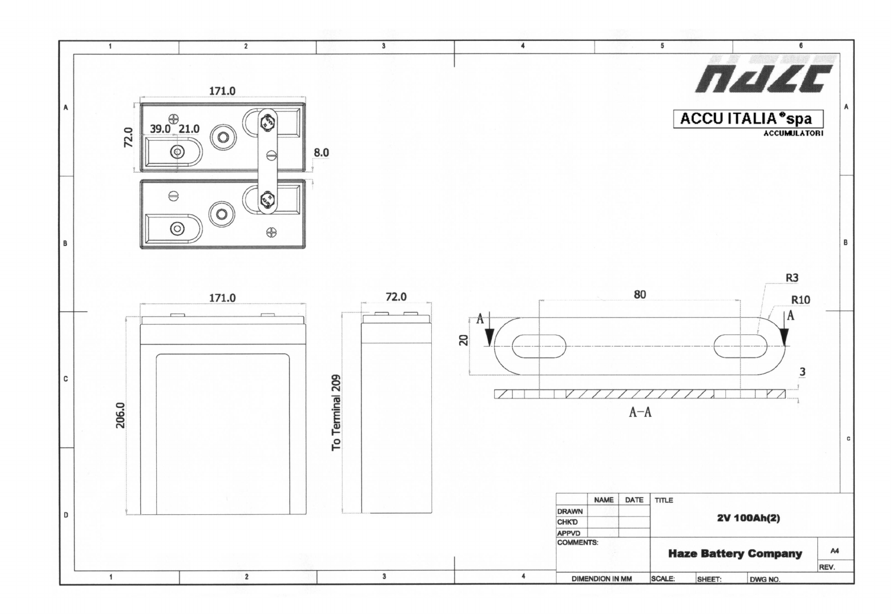# haze

**ACCU ITALIA®spa**
ACCUMULATORI

171.0

72.0

39.0 21.0

8.0

171.0

72.0

206.0

To Terminal 209

80

R3

R10

20

3

A

A

A–A

| | NAME | DATE | TITLE |
|---|---|---|---|
| DRAWN | | | **2V 100Ah(2)** |
| CHK'D | | | |
| APPVD | | | |
| COMMENTS: | | | **Haze Battery Company** A4 |
| | | | REV. |
| DIMENDION IN MM | | | SCALE: SHEET: DWG NO. |